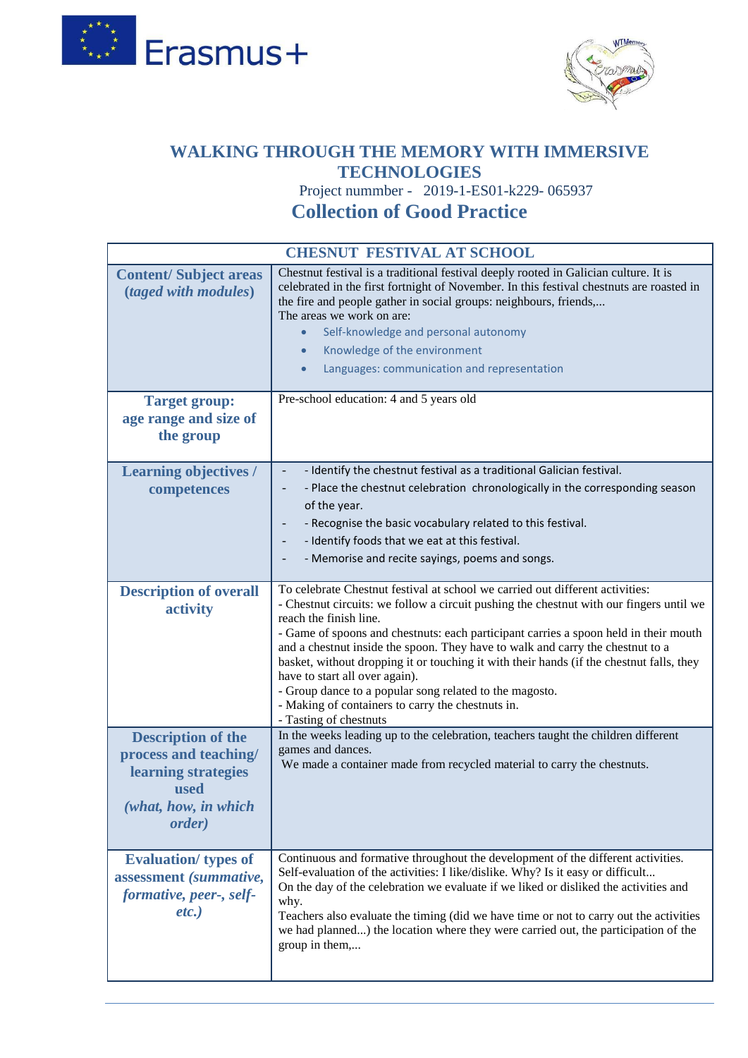# WALKING THROUGH THE MEMORY WITH IMMERSIVE TECHNOLOGIES

Project nummber - 2019-1-ES01-k229- 065937

## Collection of Good Practice

| CHESNUT FESTIVAL AT SCHOOL | |
|---|---|
| **Content/ Subject areas (*taged with modules*)** | Chestnut festival is a traditional festival deeply rooted in Galician culture. It is celebrated in the first fortnight of November. In this festival chestnuts are roasted in the fire and people gather in social groups: neighbours, friends,...<br>The areas we work on are:<br>• Self-knowledge and personal autonomy<br>• Knowledge of the environment<br>• Languages: communication and representation |
| **Target group: age range and size of the group** | Pre-school education: 4 and 5 years old |
| **Learning objectives / competences** | - - Identify the chestnut festival as a traditional Galician festival.<br>- - Place the chestnut celebration chronologically in the corresponding season of the year.<br>- - Recognise the basic vocabulary related to this festival.<br>- - Identify foods that we eat at this festival.<br>- - Memorise and recite sayings, poems and songs. |
| **Description of overall activity** | To celebrate Chestnut festival at school we carried out different activities:<br>- Chestnut circuits: we follow a circuit pushing the chestnut with our fingers until we reach the finish line.<br>- Game of spoons and chestnuts: each participant carries a spoon held in their mouth and a chestnut inside the spoon. They have to walk and carry the chestnut to a basket, without dropping it or touching it with their hands (if the chestnut falls, they have to start all over again).<br>- Group dance to a popular song related to the magosto.<br>- Making of containers to carry the chestnuts in.<br>- Tasting of chestnuts |
| **Description of the process and teaching/ learning strategies used *(what, how, in which order)*** | In the weeks leading up to the celebration, teachers taught the children different games and dances.<br>We made a container made from recycled material to carry the chestnuts. |
| **Evaluation/ types of assessment *(summative, formative, peer-, self- etc.)*** | Continuous and formative throughout the development of the different activities.<br>Self-evaluation of the activities: I like/dislike. Why? Is it easy or difficult...<br>On the day of the celebration we evaluate if we liked or disliked the activities and why.<br>Teachers also evaluate the timing (did we have time or not to carry out the activities we had planned...) the location where they were carried out, the participation of the group in them,... |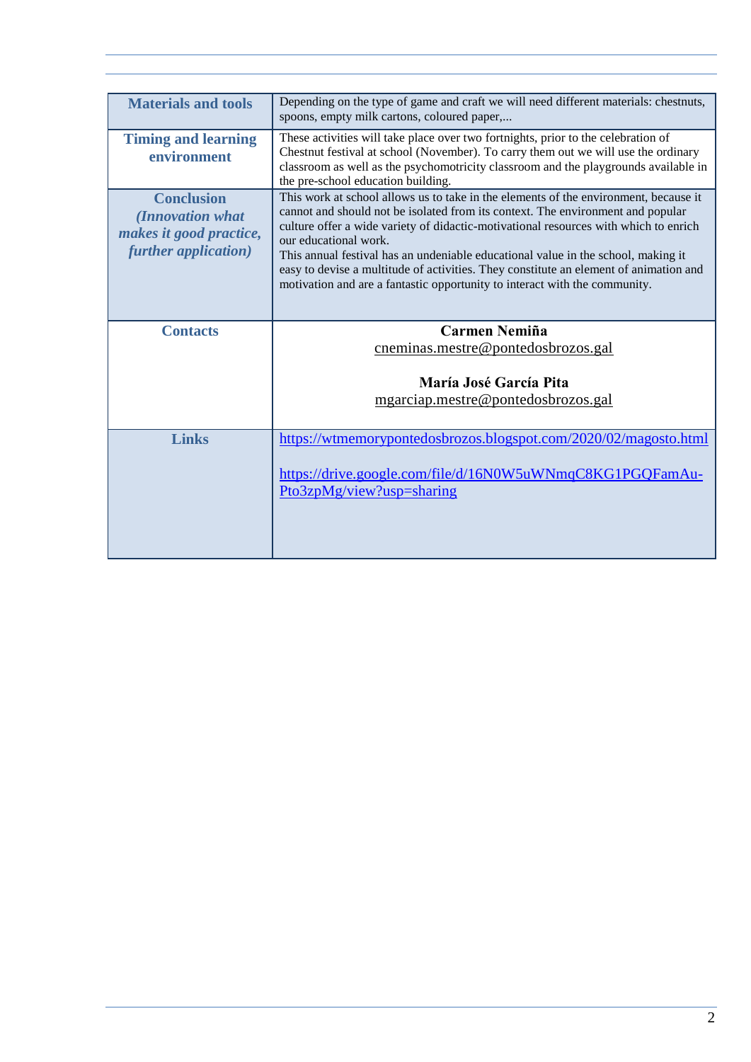| | |
|---|---|
| **Materials and tools** | Depending on the type of game and craft we will need different materials: chestnuts, spoons, empty milk cartons, coloured paper,... |
| **Timing and learning environment** | These activities will take place over two fortnights, prior to the celebration of Chestnut festival at school (November). To carry them out we will use the ordinary classroom as well as the psychomotricity classroom and the playgrounds available in the pre-school education building. |
| **Conclusion** ***(Innovation what makes it good practice, further application)*** | This work at school allows us to take in the elements of the environment, because it cannot and should not be isolated from its context. The environment and popular culture offer a wide variety of didactic-motivational resources with which to enrich our educational work.<br>This annual festival has an undeniable educational value in the school, making it easy to devise a multitude of activities. They constitute an element of animation and motivation and are a fantastic opportunity to interact with the community. |
| **Contacts** | **Carmen Nemiña**<br>cneminas.mestre@pontedosbrozos.gal<br><br>**María José García Pita**<br>mgarciap.mestre@pontedosbrozos.gal |
| **Links** | https://wtmemorypontedosbrozos.blogspot.com/2020/02/magosto.html<br><br>https://drive.google.com/file/d/16N0W5uWNmqC8KG1PGQFamAu-Pto3zpMg/view?usp=sharing |